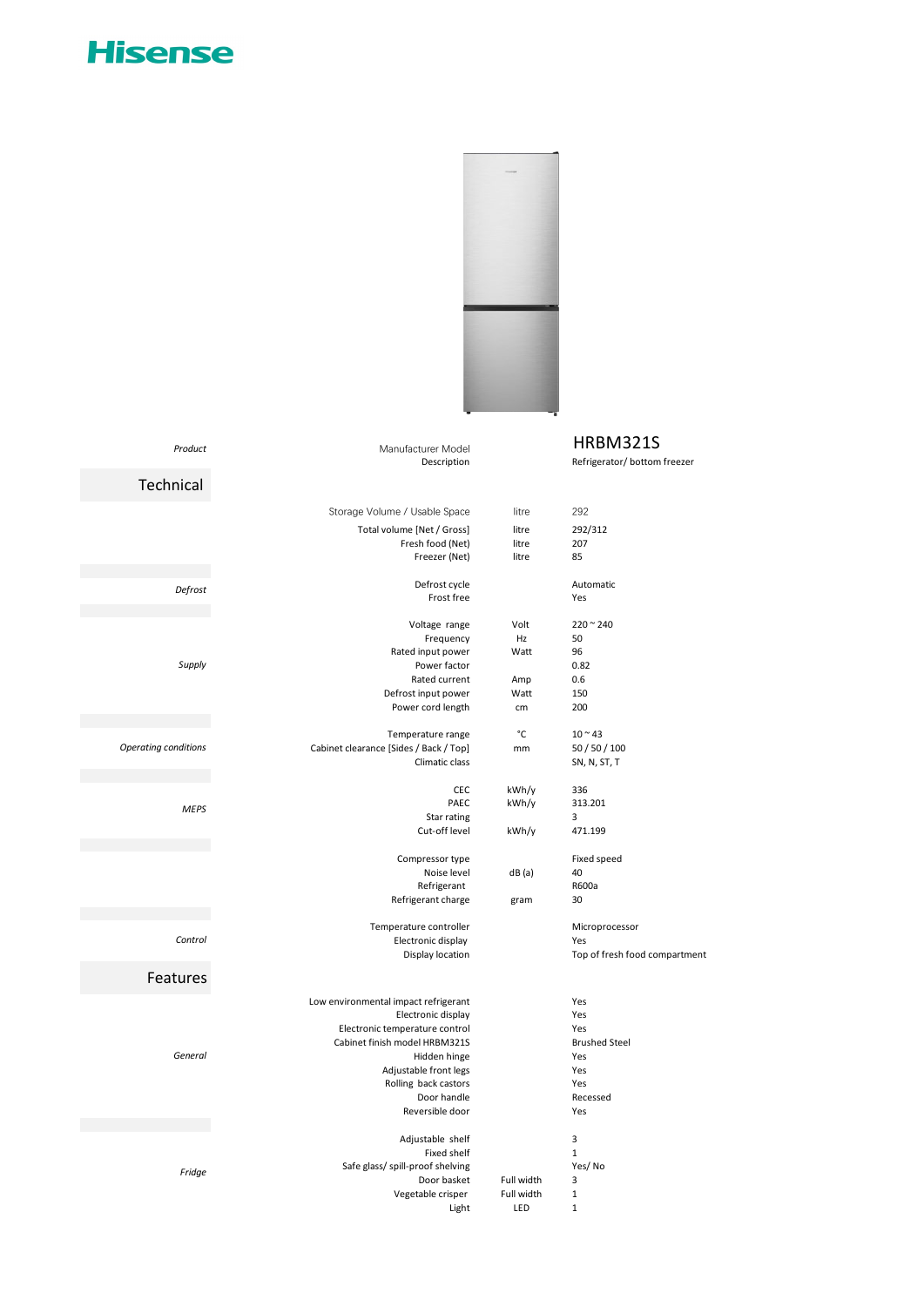Hisense

| Section | Item | Unit | Value |
|---|---|---|---|
| *Product* | Manufacturer Model | | HRBM321S |
| | Description | | Refrigerator/ bottom freezer |

## Technical

| Section | Item | Unit | Value |
|---|---|---|---|
| | Storage Volume / Usable Space | litre | 292 |
| | Total volume [Net / Gross] | litre | 292/312 |
| | Fresh food (Net) | litre | 207 |
| | Freezer (Net) | litre | 85 |
| *Defrost* | Defrost cycle | | Automatic |
| | Frost free | | Yes |
| *Supply* | Voltage range | Volt | 220 ~ 240 |
| | Frequency | Hz | 50 |
| | Rated input power | Watt | 96 |
| | Power factor | | 0.82 |
| | Rated current | Amp | 0.6 |
| | Defrost input power | Watt | 150 |
| | Power cord length | cm | 200 |
| *Operating conditions* | Temperature range | °C | 10 ~ 43 |
| | Cabinet clearance [Sides / Back / Top] | mm | 50 / 50 / 100 |
| | Climatic class | | SN, N, ST, T |
| *MEPS* | CEC | kWh/y | 336 |
| | PAEC | kWh/y | 313.201 |
| | Star rating | | 3 |
| | Cut-off level | kWh/y | 471.199 |
| | Compressor type | | Fixed speed |
| | Noise level | dB (a) | 40 |
| | Refrigerant | | R600a |
| | Refrigerant charge | gram | 30 |
| *Control* | Temperature controller | | Microprocessor |
| | Electronic display | | Yes |
| | Display location | | Top of fresh food compartment |

## Features

| Section | Item | Unit | Value |
|---|---|---|---|
| *General* | Low environmental impact refrigerant | | Yes |
| | Electronic display | | Yes |
| | Electronic temperature control | | Yes |
| | Cabinet finish model HRBM321S | | Brushed Steel |
| | Hidden hinge | | Yes |
| | Adjustable front legs | | Yes |
| | Rolling back castors | | Yes |
| | Door handle | | Recessed |
| | Reversible door | | Yes |
| *Fridge* | Adjustable shelf | | 3 |
| | Fixed shelf | | 1 |
| | Safe glass/ spill-proof shelving | | Yes/ No |
| | Door basket | Full width | 3 |
| | Vegetable crisper | Full width | 1 |
| | Light | LED | 1 |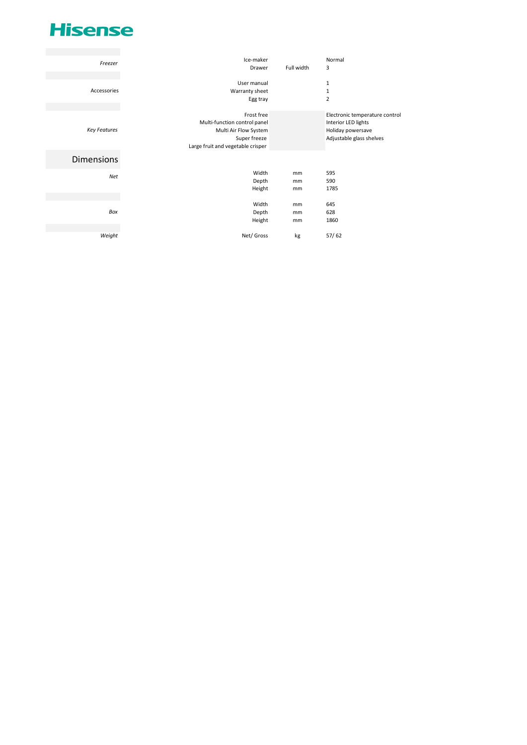# Hisense

| | | | |
|---|---|---|---|
| *Freezer* | Ice-maker | | Normal |
| | Drawer | Full width | 3 |
| Accessories | User manual | | 1 |
| | Warranty sheet | | 1 |
| | Egg tray | | 2 |
| *Key Features* | Frost free | | Electronic temperature control |
| | Multi-function control panel | | Interior LED lights |
| | Multi Air Flow System | | Holiday powersave |
| | Super freeze | | Adjustable glass shelves |
| | Large fruit and vegetable crisper | | |

## Dimensions

| | | | |
|---|---|---|---|
| *Net* | Width | mm | 595 |
| | Depth | mm | 590 |
| | Height | mm | 1785 |
| *Box* | Width | mm | 645 |
| | Depth | mm | 628 |
| | Height | mm | 1860 |
| *Weight* | Net/ Gross | kg | 57/ 62 |